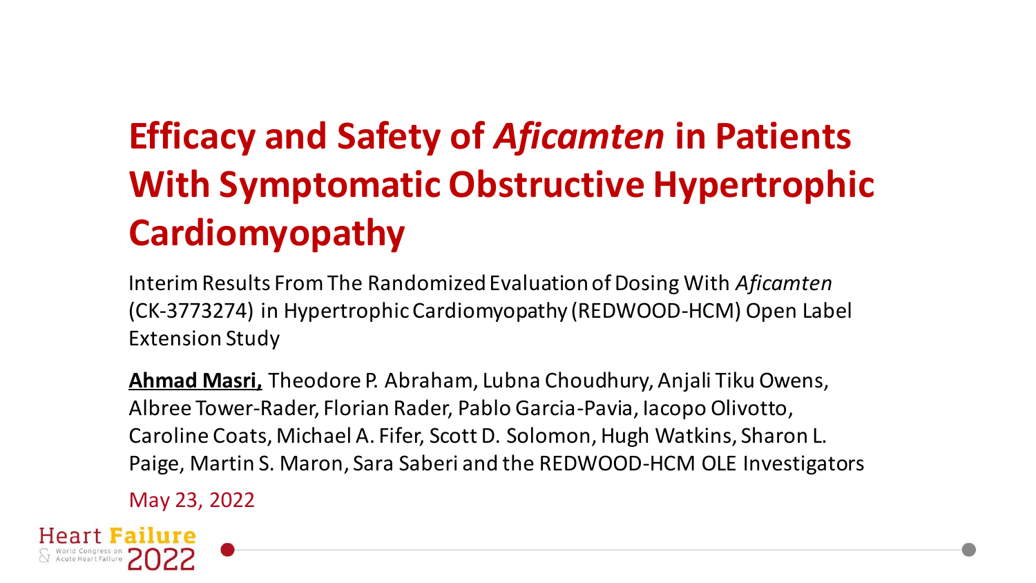# Efficacy and Safety of *Aficamten* in Patients With Symptomatic Obstructive Hypertrophic Cardiomyopathy

Interim Results From The Randomized Evaluation of Dosing With *Aficamten* (CK-3773274) in Hypertrophic Cardiomyopathy (REDWOOD-HCM) Open Label Extension Study

**Ahmad Masri,** Theodore P. Abraham, Lubna Choudhury, Anjali Tiku Owens, Albree Tower-Rader, Florian Rader, Pablo Garcia-Pavia, Iacopo Olivotto, Caroline Coats, Michael A. Fifer, Scott D. Solomon, Hugh Watkins, Sharon L. Paige, Martin S. Maron, Sara Saberi and the REDWOOD-HCM OLE Investigators

May 23, 2022

Heart Failure 2022 & World Congress on Acute Heart Failure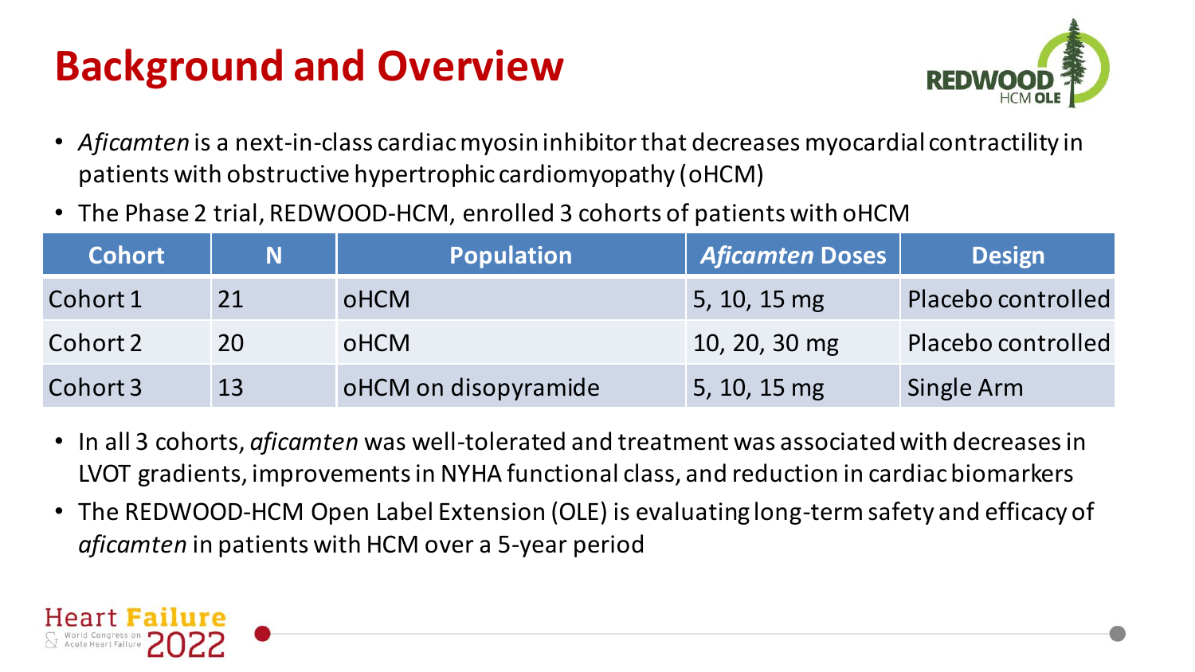# Background and Overview

- *Aficamten* is a next-in-class cardiac myosin inhibitor that decreases myocardial contractility in patients with obstructive hypertrophic cardiomyopathy (oHCM)
- The Phase 2 trial, REDWOOD-HCM, enrolled 3 cohorts of patients with oHCM

| Cohort | N | Population | *Aficamten* Doses | Design |
|---|---|---|---|---|
| Cohort 1 | 21 | oHCM | 5, 10, 15 mg | Placebo controlled |
| Cohort 2 | 20 | oHCM | 10, 20, 30 mg | Placebo controlled |
| Cohort 3 | 13 | oHCM on disopyramide | 5, 10, 15 mg | Single Arm |

- In all 3 cohorts, *aficamten* was well-tolerated and treatment was associated with decreases in LVOT gradients, improvements in NYHA functional class, and reduction in cardiac biomarkers
- The REDWOOD-HCM Open Label Extension (OLE) is evaluating long-term safety and efficacy of *aficamten* in patients with HCM over a 5-year period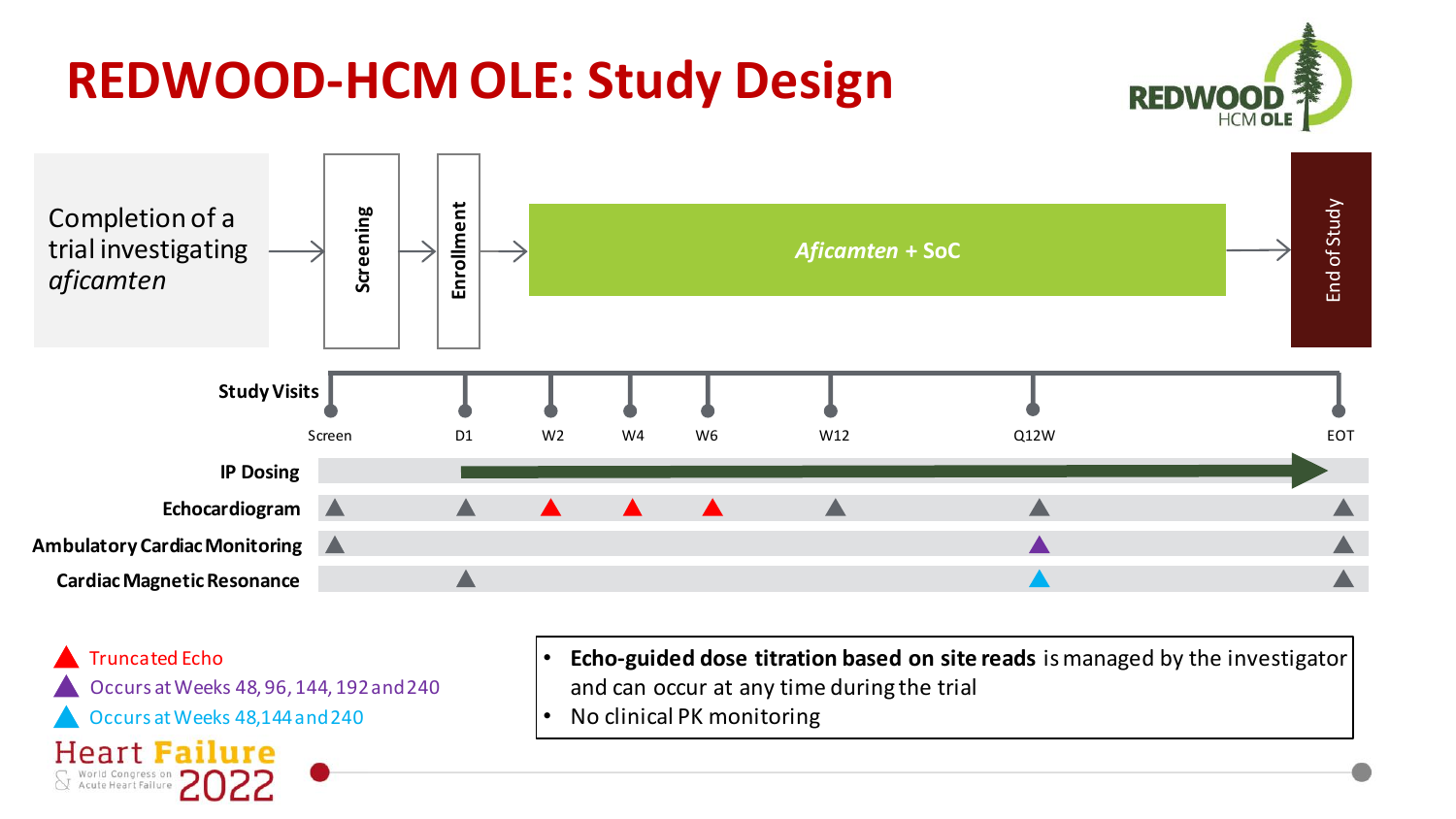# REDWOOD-HCM OLE: Study Design

Completion of a trial investigating *aficamten* → Screening → Enrollment → *Aficamten* + SoC → End of Study

| Study Visits | Screen | D1 | W2 | W4 | W6 | W12 | Q12W | EOT |
|---|---|---|---|---|---|---|---|---|
| IP Dosing | | → | → | → | → | → | → | → |
| Echocardiogram | ▲ | ▲ | ▲ (red) | ▲ (red) | ▲ (red) | ▲ | ▲ | ▲ |
| Ambulatory Cardiac Monitoring | ▲ | | | | | | ▲ (purple) | ▲ |
| Cardiac Magnetic Resonance | | ▲ | | | | | ▲ (blue) | ▲ |

- ▲ (red) Truncated Echo
- ▲ (purple) Occurs at Weeks 48, 96, 144, 192 and 240
- ▲ (blue) Occurs at Weeks 48, 144 and 240

- **Echo-guided dose titration based on site reads** is managed by the investigator and can occur at any time during the trial
- No clinical PK monitoring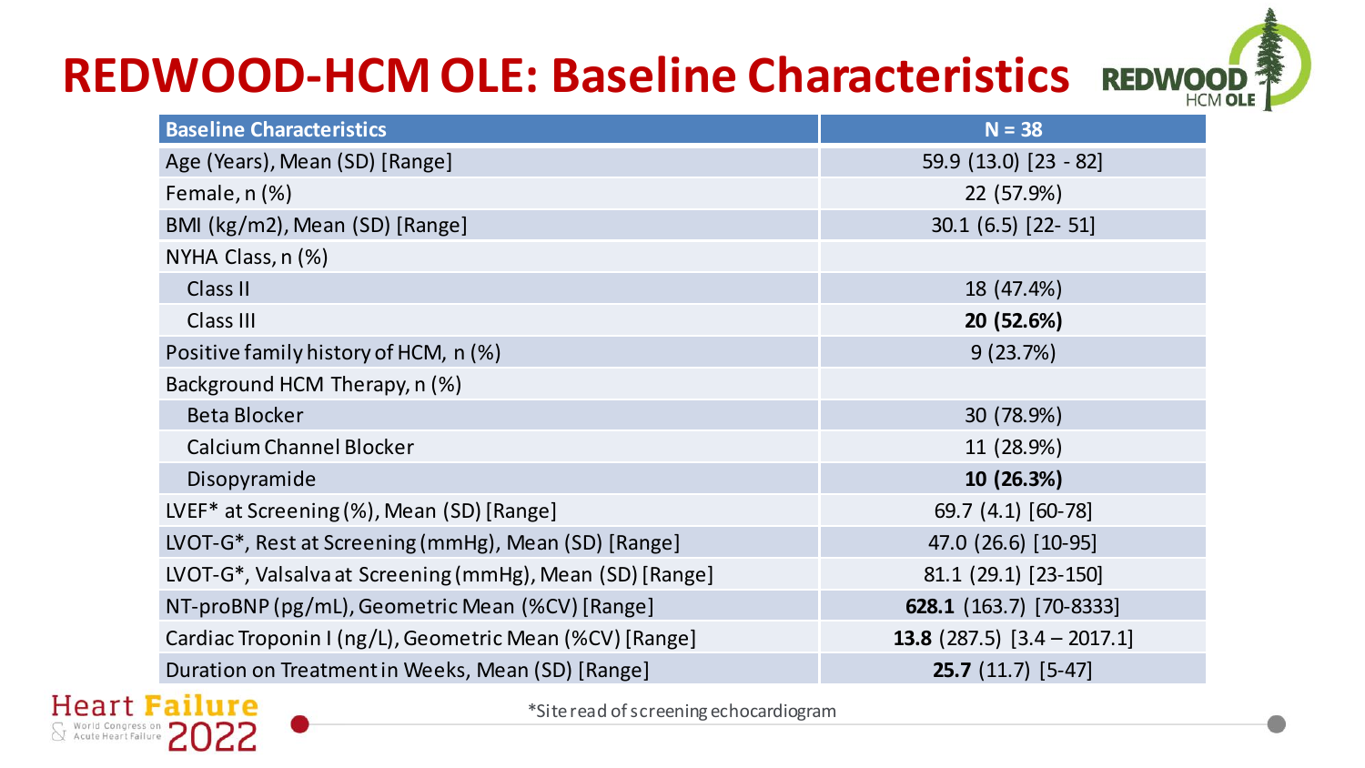# REDWOOD-HCM OLE: Baseline Characteristics

| Baseline Characteristics | N = 38 |
|---|---|
| Age (Years), Mean (SD) [Range] | 59.9 (13.0) [23 - 82] |
| Female, n (%) | 22 (57.9%) |
| BMI (kg/m2), Mean (SD) [Range] | 30.1 (6.5) [22- 51] |
| NYHA Class, n (%) | |
| Class II | 18 (47.4%) |
| Class III | **20 (52.6%)** |
| Positive family history of HCM, n (%) | 9 (23.7%) |
| Background HCM Therapy, n (%) | |
| Beta Blocker | 30 (78.9%) |
| Calcium Channel Blocker | 11 (28.9%) |
| Disopyramide | **10 (26.3%)** |
| LVEF* at Screening (%), Mean (SD) [Range] | 69.7 (4.1) [60-78] |
| LVOT-G*, Rest at Screening (mmHg), Mean (SD) [Range] | 47.0 (26.6) [10-95] |
| LVOT-G*, Valsalva at Screening (mmHg), Mean (SD) [Range] | 81.1 (29.1) [23-150] |
| NT-proBNP (pg/mL), Geometric Mean (%CV) [Range] | **628.1** (163.7) [70-8333] |
| Cardiac Troponin I (ng/L), Geometric Mean (%CV) [Range] | **13.8** (287.5) [3.4 – 2017.1] |
| Duration on Treatment in Weeks, Mean (SD) [Range] | **25.7** (11.7) [5-47] |

*Site read of screening echocardiogram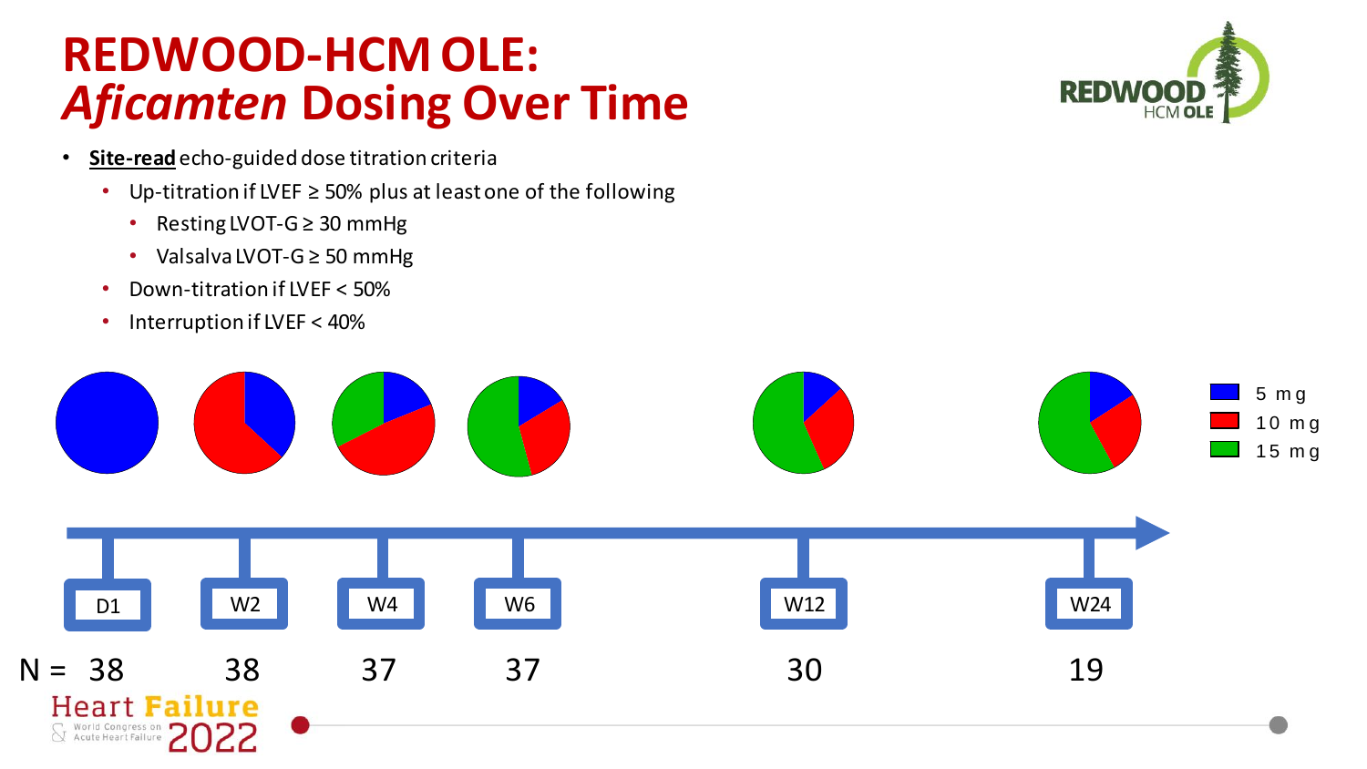# REDWOOD-HCM OLE: *Aficamten* Dosing Over Time

- **Site-read** echo-guided dose titration criteria
  - Up-titration if LVEF ≥ 50% plus at least one of the following
    - Resting LVOT-G ≥ 30 mmHg
    - Valsalva LVOT-G ≥ 50 mmHg
  - Down-titration if LVEF < 50%
  - Interruption if LVEF < 40%

5 mg
10 mg
15 mg

| | D1 | W2 | W4 | W6 | W12 | W24 |
|---|---|---|---|---|---|---|
| N = | 38 | 38 | 37 | 37 | 30 | 19 |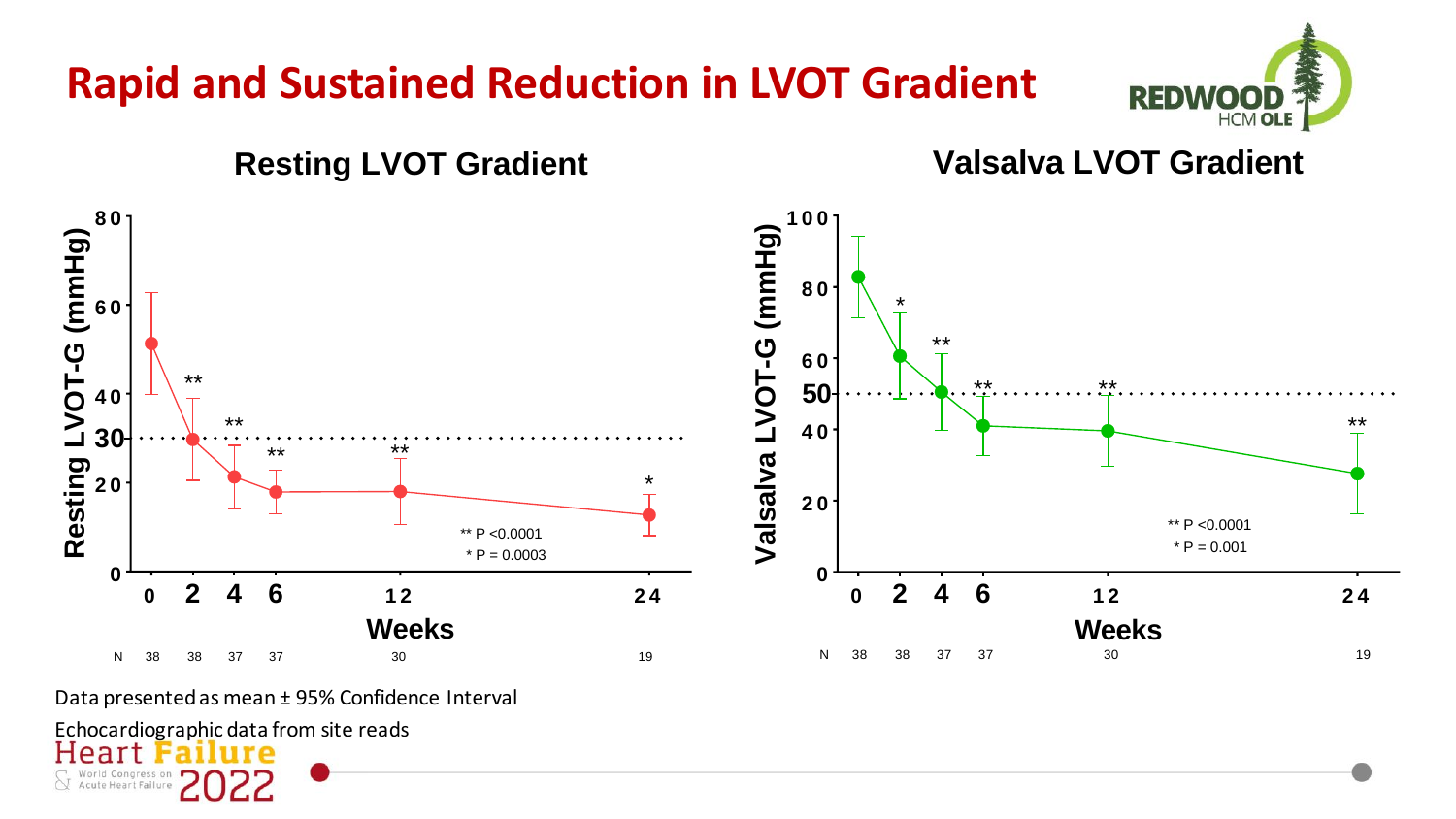# Rapid and Sustained Reduction in LVOT Gradient

## Resting LVOT Gradient

Resting LVOT-G (mmHg)

Weeks: 0, 2, 4, 6, 12, 24

| N | 38 | 38 | 37 | 37 | 30 | 19 |
|---|---|---|---|---|---|---|

** P <0.0001
* P = 0.0003

## Valsalva LVOT Gradient

Valsalva LVOT-G (mmHg)

Weeks: 0, 2, 4, 6, 12, 24

| N | 38 | 38 | 37 | 37 | 30 | 19 |
|---|---|---|---|---|---|---|

** P <0.0001
* P = 0.001

Data presented as mean ± 95% Confidence Interval

Echocardiographic data from site reads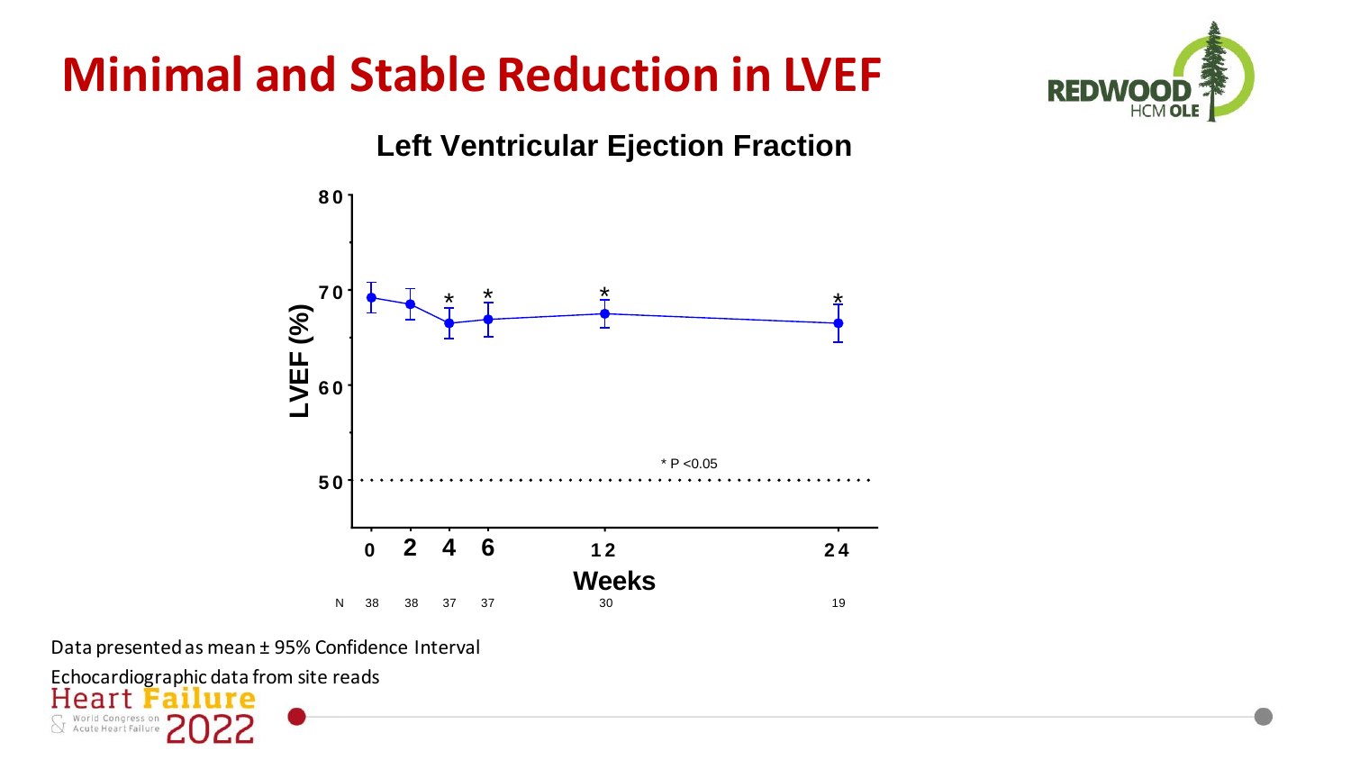# Minimal and Stable Reduction in LVEF

REDWOOD HCM OLE

**Left Ventricular Ejection Fraction**

LVEF (%)

80

70

60

50

\* P <0.05

0 2 4 6 12 24

**Weeks**

| N | 38 | 38 | 37 | 37 | 30 | 19 |
|---|---|---|---|---|---|---|

Data presented as mean ± 95% Confidence Interval

Echocardiographic data from site reads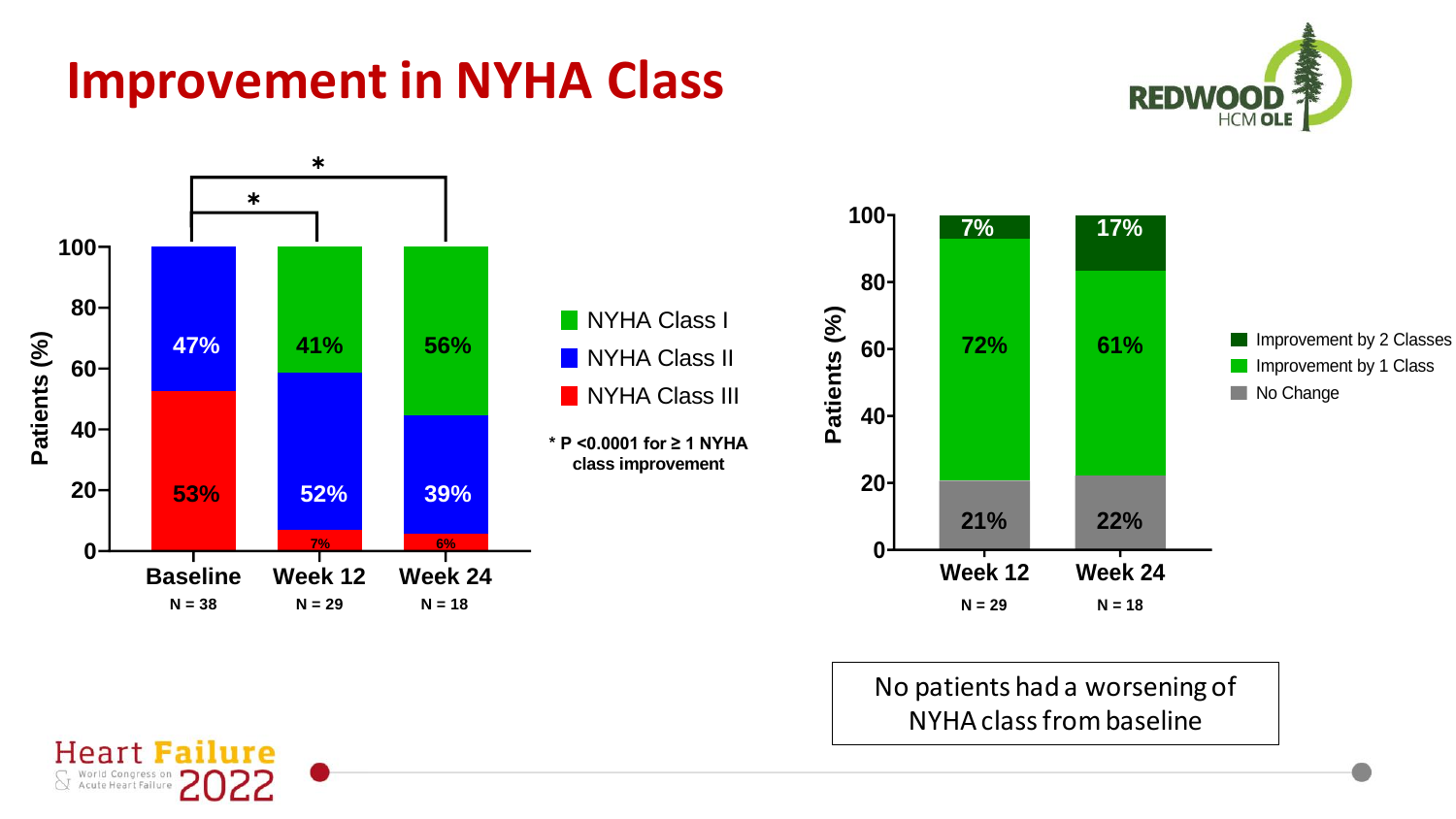# Improvement in NYHA Class

REDWOOD HCM OLE

| | Baseline (N = 38) | Week 12 (N = 29) | Week 24 (N = 18) |
|---|---|---|---|
| NYHA Class I | | 41% | 56% |
| NYHA Class II | 47% | 52% | 39% |
| NYHA Class III | 53% | 7% | 6% |

\* P <0.0001 for ≥ 1 NYHA class improvement

| | Week 12 (N = 29) | Week 24 (N = 18) |
|---|---|---|
| Improvement by 2 Classes | 7% | 17% |
| Improvement by 1 Class | 72% | 61% |
| No Change | 21% | 22% |

No patients had a worsening of NYHA class from baseline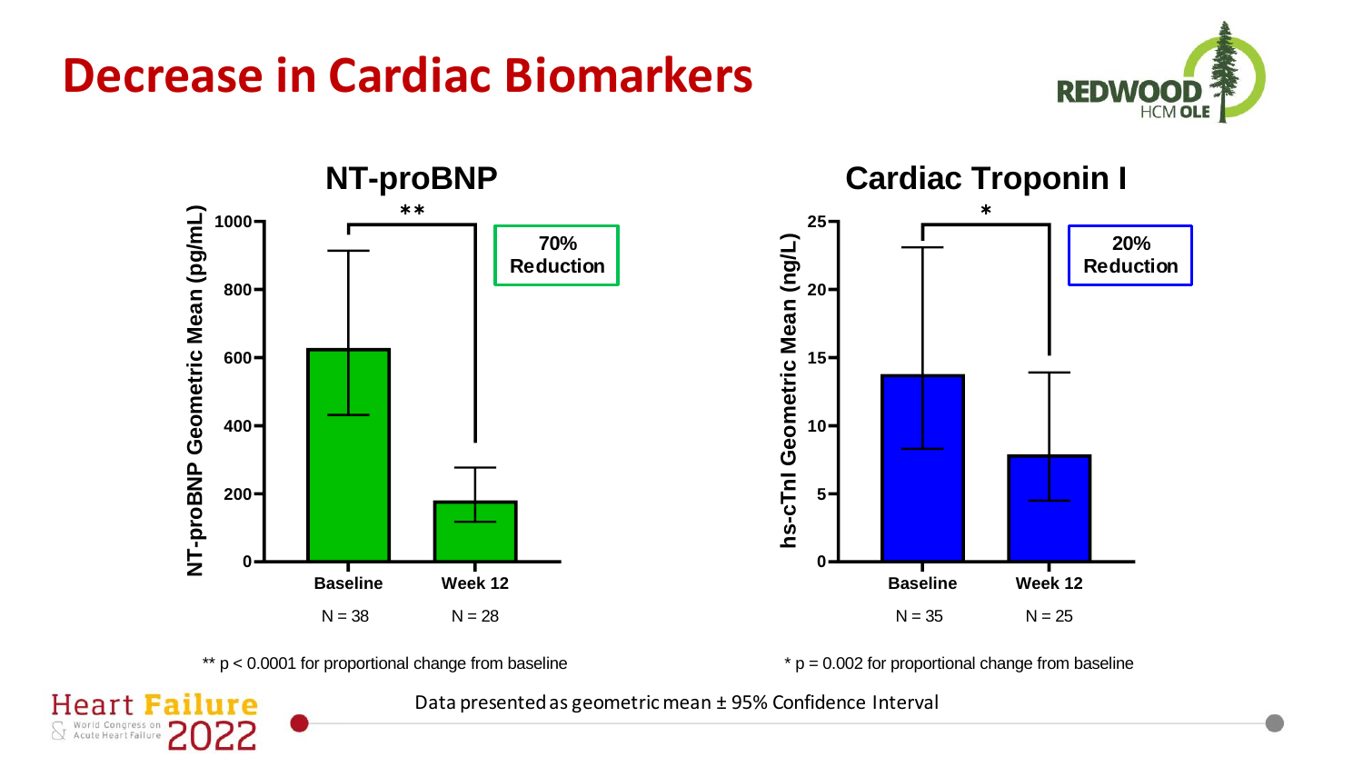# Decrease in Cardiac Biomarkers

## NT-proBNP

NT-proBNP Geometric Mean (pg/mL)

| | Baseline | Week 12 |
|---|---|---|
| N | N = 38 | N = 28 |

**70% Reduction**

** $p < 0.0001$ for proportional change from baseline

## Cardiac Troponin I

hs-cTnI Geometric Mean (ng/L)

| | Baseline | Week 12 |
|---|---|---|
| N | N = 35 | N = 25 |

**20% Reduction**

* $p = 0.002$ for proportional change from baseline

Data presented as geometric mean ± 95% Confidence Interval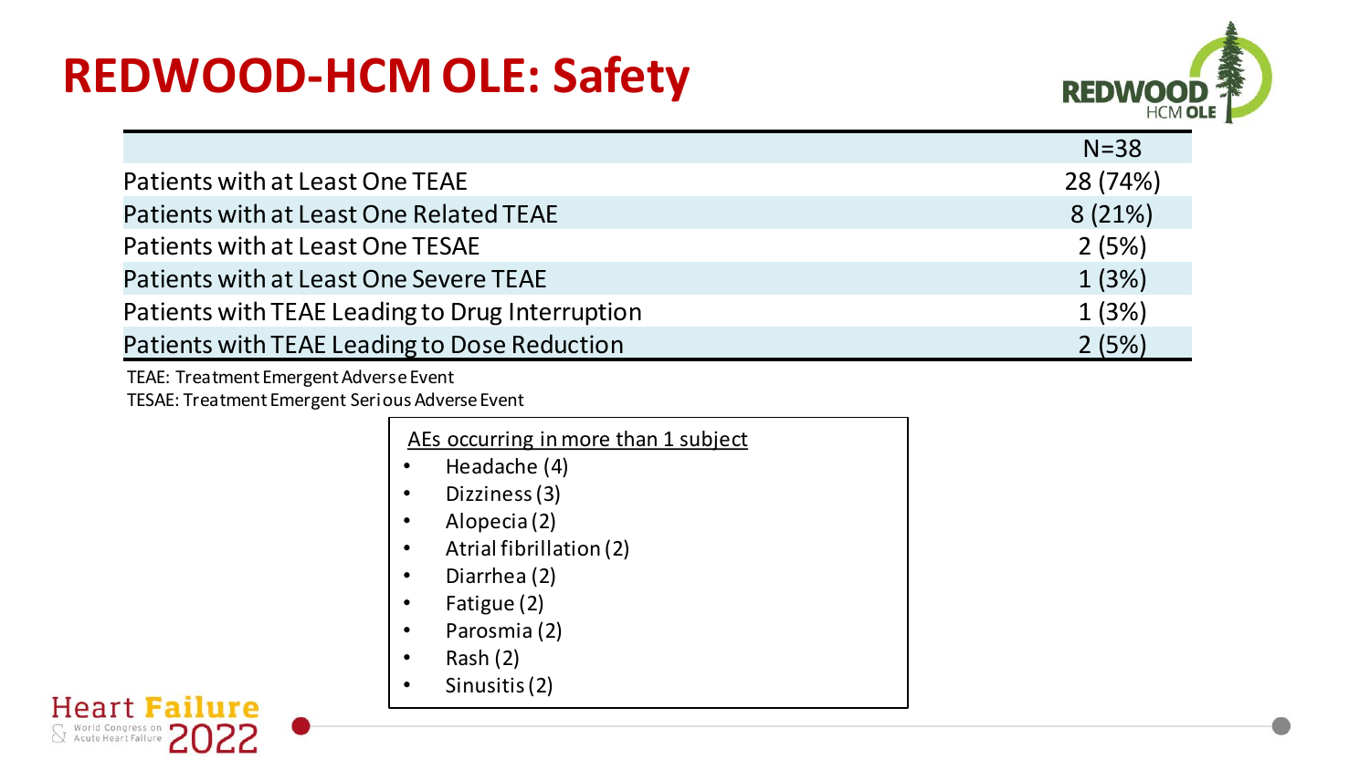# REDWOOD-HCM OLE: Safety

| | N=38 |
|---|---|
| Patients with at Least One TEAE | 28 (74%) |
| Patients with at Least One Related TEAE | 8 (21%) |
| Patients with at Least One TESAE | 2 (5%) |
| Patients with at Least One Severe TEAE | 1 (3%) |
| Patients with TEAE Leading to Drug Interruption | 1 (3%) |
| Patients with TEAE Leading to Dose Reduction | 2 (5%) |

TEAE: Treatment Emergent Adverse Event
TESAE: Treatment Emergent Serious Adverse Event

AEs occurring in more than 1 subject

- Headache (4)
- Dizziness (3)
- Alopecia (2)
- Atrial fibrillation (2)
- Diarrhea (2)
- Fatigue (2)
- Parosmia (2)
- Rash (2)
- Sinusitis (2)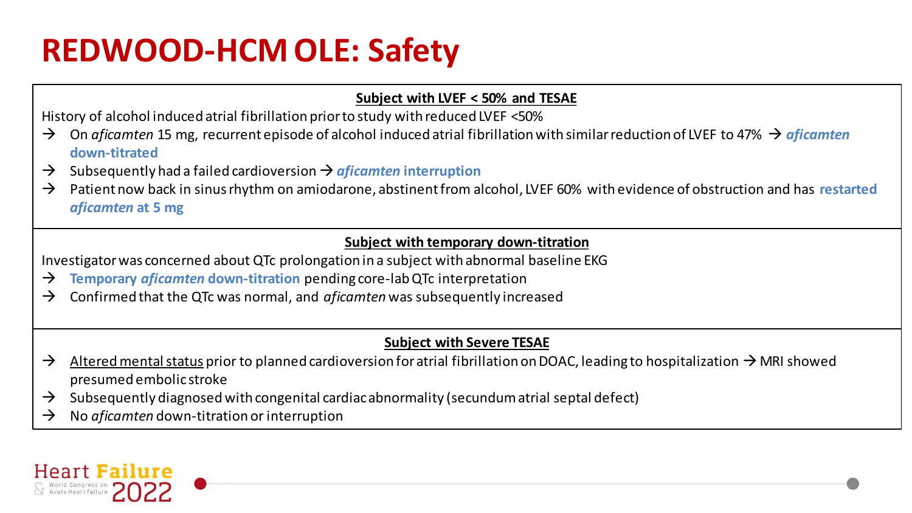# REDWOOD-HCM OLE: Safety

**Subject with LVEF < 50% and TESAE**

History of alcohol induced atrial fibrillation prior to study with reduced LVEF <50%

- → On *aficamten* 15 mg, recurrent episode of alcohol induced atrial fibrillation with similar reduction of LVEF to 47% → ***aficamten* down-titrated**
- → Subsequently had a failed cardioversion → ***aficamten* interruption**
- → Patient now back in sinus rhythm on amiodarone, abstinent from alcohol, LVEF 60% with evidence of obstruction and has **restarted *aficamten* at 5 mg**

**Subject with temporary down-titration**

Investigator was concerned about QTc prolongation in a subject with abnormal baseline EKG

- → **Temporary *aficamten* down-titration** pending core-lab QTc interpretation
- → Confirmed that the QTc was normal, and *aficamten* was subsequently increased

**Subject with Severe TESAE**

- → Altered mental status prior to planned cardioversion for atrial fibrillation on DOAC, leading to hospitalization → MRI showed presumed embolic stroke
- → Subsequently diagnosed with congenital cardiac abnormality (secundum atrial septal defect)
- → No *aficamten* down-titration or interruption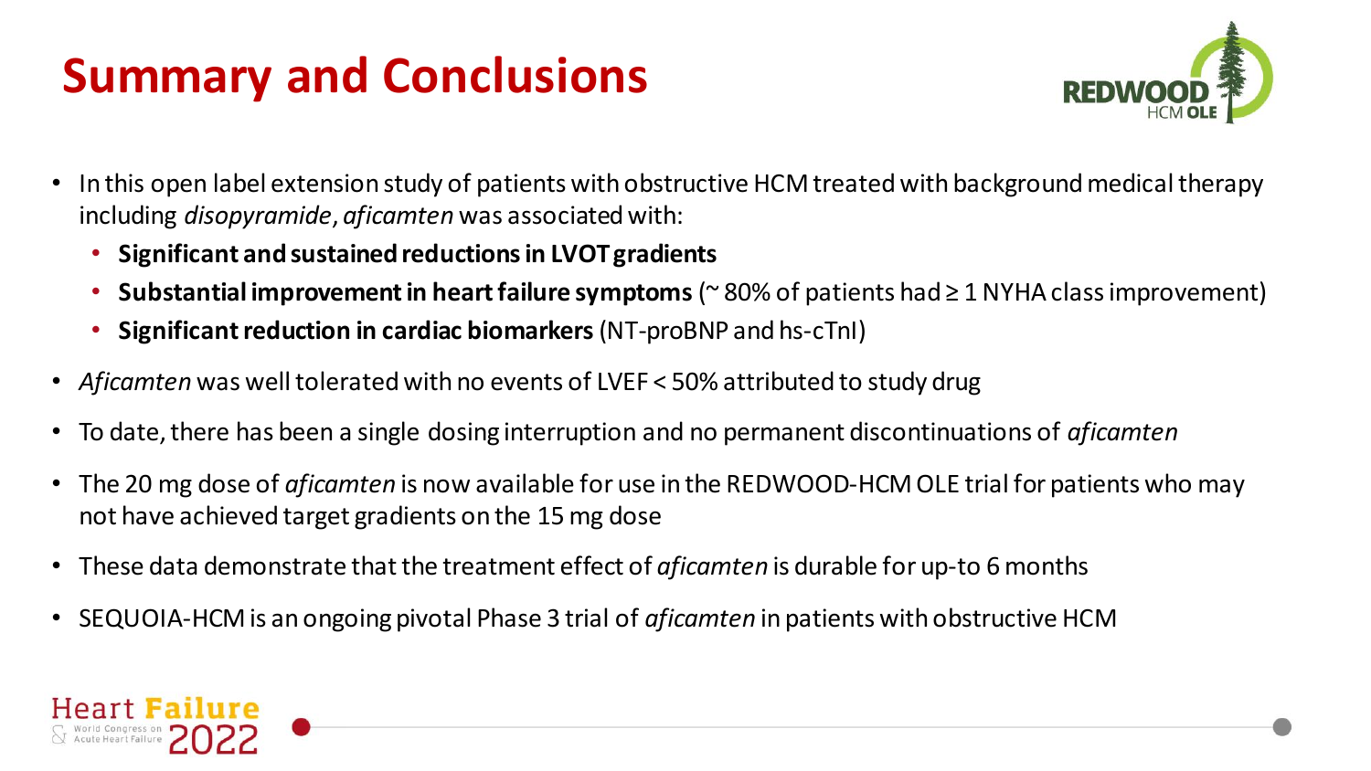# Summary and Conclusions

- In this open label extension study of patients with obstructive HCM treated with background medical therapy including *disopyramide*, *aficamten* was associated with:
  - **Significant and sustained reductions in LVOT gradients**
  - **Substantial improvement in heart failure symptoms** (~ 80% of patients had ≥ 1 NYHA class improvement)
  - **Significant reduction in cardiac biomarkers** (NT-proBNP and hs-cTnI)
- *Aficamten* was well tolerated with no events of LVEF < 50% attributed to study drug
- To date, there has been a single dosing interruption and no permanent discontinuations of *aficamten*
- The 20 mg dose of *aficamten* is now available for use in the REDWOOD-HCM OLE trial for patients who may not have achieved target gradients on the 15 mg dose
- These data demonstrate that the treatment effect of *aficamten* is durable for up-to 6 months
- SEQUOIA-HCM is an ongoing pivotal Phase 3 trial of *aficamten* in patients with obstructive HCM